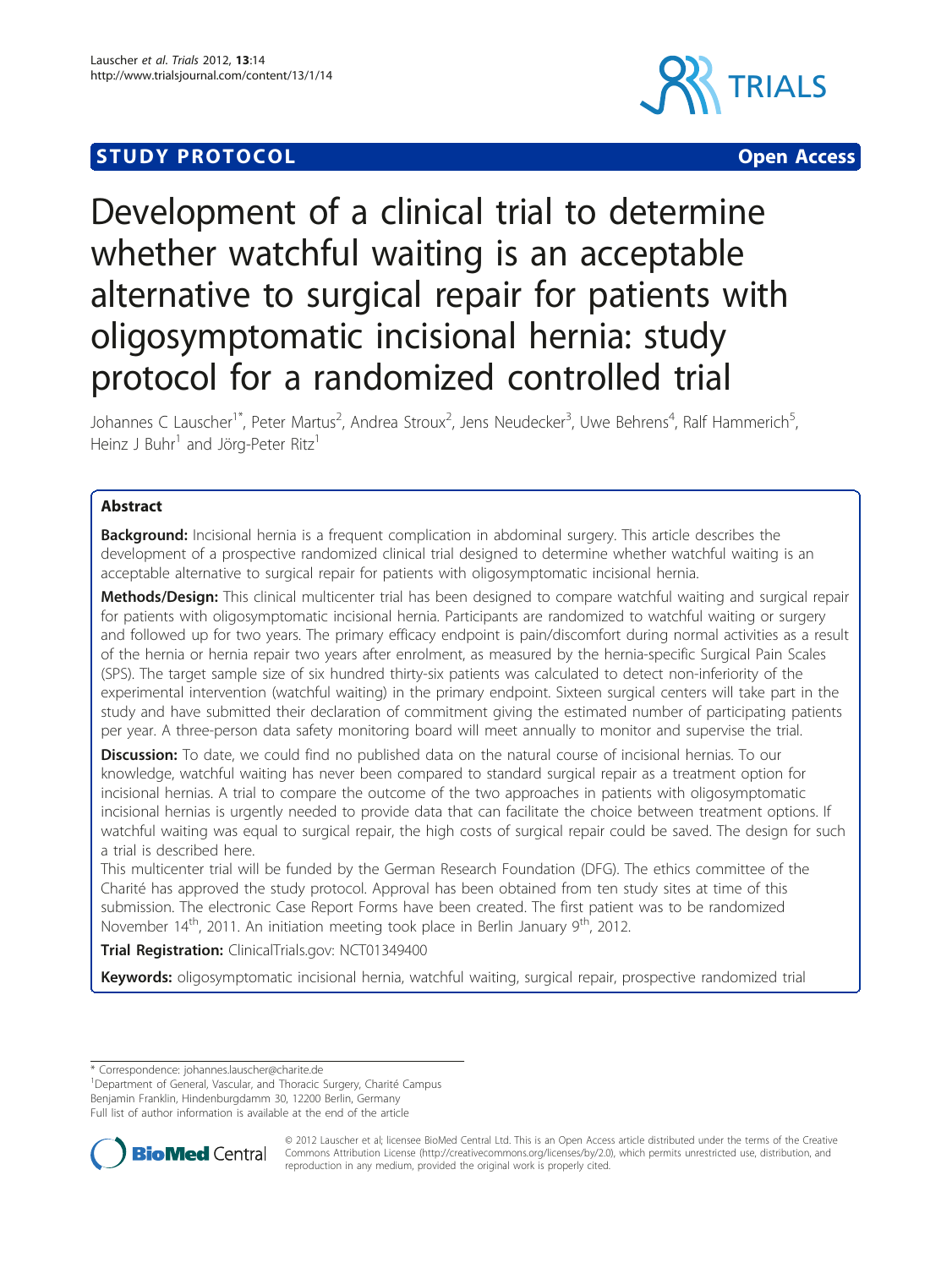STUDY PROTOCOL Open Access

# Development of a clinical trial to determine whether watchful waiting is an acceptable alternative to surgical repair for patients with oligosymptomatic incisional hernia: study protocol for a randomized controlled trial

Johannes C Lauscher[1*], Peter Martus[2], Andrea Stroux[2], Jens Neudecker[3], Uwe Behrens[4], Ralf Hammerich[5], Heinz J Buhr[1] and Jörg-Peter Ritz[1]

## Abstract

**Background:** Incisional hernia is a frequent complication in abdominal surgery. This article describes the development of a prospective randomized clinical trial designed to determine whether watchful waiting is an acceptable alternative to surgical repair for patients with oligosymptomatic incisional hernia.

**Methods/Design:** This clinical multicenter trial has been designed to compare watchful waiting and surgical repair for patients with oligosymptomatic incisional hernia. Participants are randomized to watchful waiting or surgery and followed up for two years. The primary efficacy endpoint is pain/discomfort during normal activities as a result of the hernia or hernia repair two years after enrolment, as measured by the hernia-specific Surgical Pain Scales (SPS). The target sample size of six hundred thirty-six patients was calculated to detect non-inferiority of the experimental intervention (watchful waiting) in the primary endpoint. Sixteen surgical centers will take part in the study and have submitted their declaration of commitment giving the estimated number of participating patients per year. A three-person data safety monitoring board will meet annually to monitor and supervise the trial.

**Discussion:** To date, we could find no published data on the natural course of incisional hernias. To our knowledge, watchful waiting has never been compared to standard surgical repair as a treatment option for incisional hernias. A trial to compare the outcome of the two approaches in patients with oligosymptomatic incisional hernias is urgently needed to provide data that can facilitate the choice between treatment options. If watchful waiting was equal to surgical repair, the high costs of surgical repair could be saved. The design for such a trial is described here.

This multicenter trial will be funded by the German Research Foundation (DFG). The ethics committee of the Charité has approved the study protocol. Approval has been obtained from ten study sites at time of this submission. The electronic Case Report Forms have been created. The first patient was to be randomized November 14th, 2011. An initiation meeting took place in Berlin January 9th, 2012.

**Trial Registration:** ClinicalTrials.gov: NCT01349400

**Keywords:** oligosymptomatic incisional hernia, watchful waiting, surgical repair, prospective randomized trial

\* Correspondence: johannes.lauscher@charite.de
[1]Department of General, Vascular, and Thoracic Surgery, Charité Campus Benjamin Franklin, Hindenburgdamm 30, 12200 Berlin, Germany
Full list of author information is available at the end of the article

© 2012 Lauscher et al; licensee BioMed Central Ltd. This is an Open Access article distributed under the terms of the Creative Commons Attribution License (http://creativecommons.org/licenses/by/2.0), which permits unrestricted use, distribution, and reproduction in any medium, provided the original work is properly cited.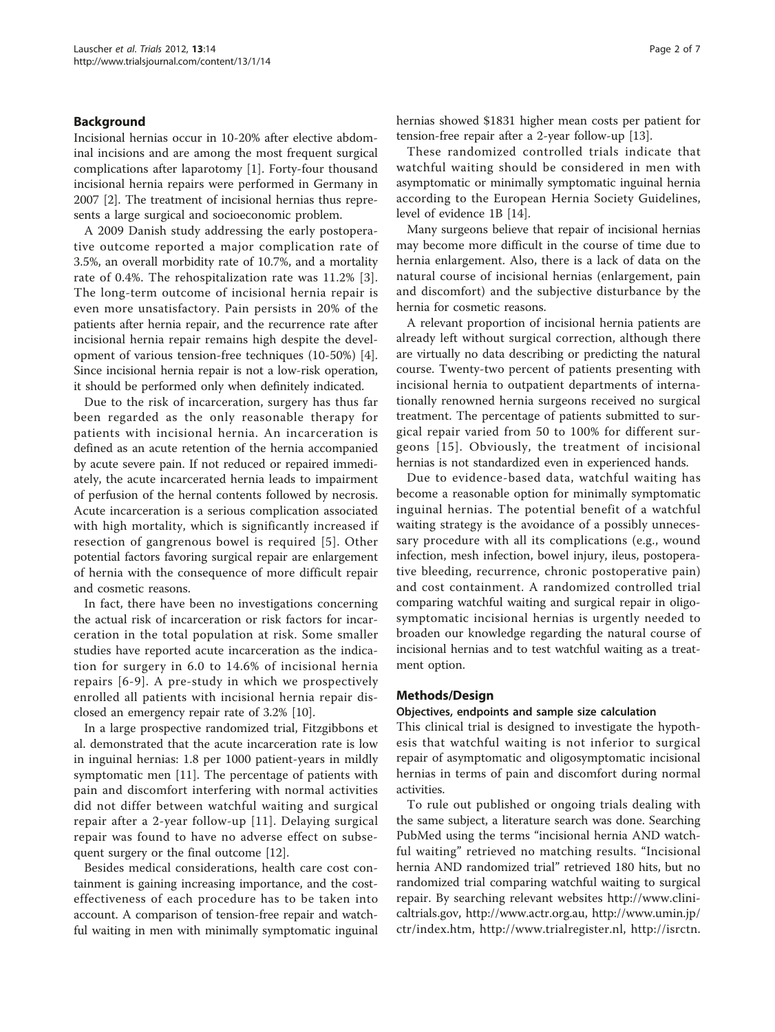## Background

Incisional hernias occur in 10-20% after elective abdominal incisions and are among the most frequent surgical complications after laparotomy [1]. Forty-four thousand incisional hernia repairs were performed in Germany in 2007 [2]. The treatment of incisional hernias thus represents a large surgical and socioeconomic problem.

A 2009 Danish study addressing the early postoperative outcome reported a major complication rate of 3.5%, an overall morbidity rate of 10.7%, and a mortality rate of 0.4%. The rehospitalization rate was 11.2% [3]. The long-term outcome of incisional hernia repair is even more unsatisfactory. Pain persists in 20% of the patients after hernia repair, and the recurrence rate after incisional hernia repair remains high despite the development of various tension-free techniques (10-50%) [4]. Since incisional hernia repair is not a low-risk operation, it should be performed only when definitely indicated.

Due to the risk of incarceration, surgery has thus far been regarded as the only reasonable therapy for patients with incisional hernia. An incarceration is defined as an acute retention of the hernia accompanied by acute severe pain. If not reduced or repaired immediately, the acute incarcerated hernia leads to impairment of perfusion of the hernal contents followed by necrosis. Acute incarceration is a serious complication associated with high mortality, which is significantly increased if resection of gangrenous bowel is required [5]. Other potential factors favoring surgical repair are enlargement of hernia with the consequence of more difficult repair and cosmetic reasons.

In fact, there have been no investigations concerning the actual risk of incarceration or risk factors for incarceration in the total population at risk. Some smaller studies have reported acute incarceration as the indication for surgery in 6.0 to 14.6% of incisional hernia repairs [6-9]. A pre-study in which we prospectively enrolled all patients with incisional hernia repair disclosed an emergency repair rate of 3.2% [10].

In a large prospective randomized trial, Fitzgibbons et al. demonstrated that the acute incarceration rate is low in inguinal hernias: 1.8 per 1000 patient-years in mildly symptomatic men [11]. The percentage of patients with pain and discomfort interfering with normal activities did not differ between watchful waiting and surgical repair after a 2-year follow-up [11]. Delaying surgical repair was found to have no adverse effect on subsequent surgery or the final outcome [12].

Besides medical considerations, health care cost containment is gaining increasing importance, and the cost-effectiveness of each procedure has to be taken into account. A comparison of tension-free repair and watchful waiting in men with minimally symptomatic inguinal hernias showed $1831 higher mean costs per patient for tension-free repair after a 2-year follow-up [13].

These randomized controlled trials indicate that watchful waiting should be considered in men with asymptomatic or minimally symptomatic inguinal hernia according to the European Hernia Society Guidelines, level of evidence 1B [14].

Many surgeons believe that repair of incisional hernias may become more difficult in the course of time due to hernia enlargement. Also, there is a lack of data on the natural course of incisional hernias (enlargement, pain and discomfort) and the subjective disturbance by the hernia for cosmetic reasons.

A relevant proportion of incisional hernia patients are already left without surgical correction, although there are virtually no data describing or predicting the natural course. Twenty-two percent of patients presenting with incisional hernia to outpatient departments of internationally renowned hernia surgeons received no surgical treatment. The percentage of patients submitted to surgical repair varied from 50 to 100% for different surgeons [15]. Obviously, the treatment of incisional hernias is not standardized even in experienced hands.

Due to evidence-based data, watchful waiting has become a reasonable option for minimally symptomatic inguinal hernias. The potential benefit of a watchful waiting strategy is the avoidance of a possibly unnecessary procedure with all its complications (e.g., wound infection, mesh infection, bowel injury, ileus, postoperative bleeding, recurrence, chronic postoperative pain) and cost containment. A randomized controlled trial comparing watchful waiting and surgical repair in oligosymptomatic incisional hernias is urgently needed to broaden our knowledge regarding the natural course of incisional hernias and to test watchful waiting as a treatment option.

## Methods/Design

### Objectives, endpoints and sample size calculation

This clinical trial is designed to investigate the hypothesis that watchful waiting is not inferior to surgical repair of asymptomatic and oligosymptomatic incisional hernias in terms of pain and discomfort during normal activities.

To rule out published or ongoing trials dealing with the same subject, a literature search was done. Searching PubMed using the terms "incisional hernia AND watchful waiting" retrieved no matching results. "Incisional hernia AND randomized trial" retrieved 180 hits, but no randomized trial comparing watchful waiting to surgical repair. By searching relevant websites http://www.clinicaltrials.gov, http://www.actr.org.au, http://www.umin.jp/ctr/index.htm, http://www.trialregister.nl, http://isrctn.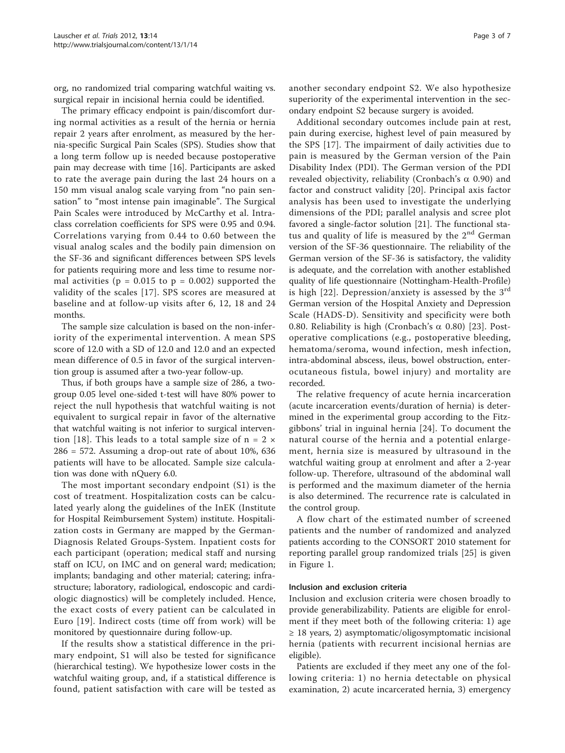org, no randomized trial comparing watchful waiting vs. surgical repair in incisional hernia could be identified.

The primary efficacy endpoint is pain/discomfort during normal activities as a result of the hernia or hernia repair 2 years after enrolment, as measured by the hernia-specific Surgical Pain Scales (SPS). Studies show that a long term follow up is needed because postoperative pain may decrease with time [16]. Participants are asked to rate the average pain during the last 24 hours on a 150 mm visual analog scale varying from "no pain sensation" to "most intense pain imaginable". The Surgical Pain Scales were introduced by McCarthy et al. Intraclass correlation coefficients for SPS were 0.95 and 0.94. Correlations varying from 0.44 to 0.60 between the visual analog scales and the bodily pain dimension on the SF-36 and significant differences between SPS levels for patients requiring more and less time to resume normal activities ($p = 0.015$ to $p = 0.002$) supported the validity of the scales [17]. SPS scores are measured at baseline and at follow-up visits after 6, 12, 18 and 24 months.

The sample size calculation is based on the non-inferiority of the experimental intervention. A mean SPS score of 12.0 with a SD of 12.0 and 12.0 and an expected mean difference of 0.5 in favor of the surgical intervention group is assumed after a two-year follow-up.

Thus, if both groups have a sample size of 286, a two-group 0.05 level one-sided t-test will have 80% power to reject the null hypothesis that watchful waiting is not equivalent to surgical repair in favor of the alternative that watchful waiting is not inferior to surgical intervention [18]. This leads to a total sample size of $n = 2 \times 286 = 572$. Assuming a drop-out rate of about 10%, 636 patients will have to be allocated. Sample size calculation was done with nQuery 6.0.

The most important secondary endpoint (S1) is the cost of treatment. Hospitalization costs can be calculated yearly along the guidelines of the InEK (Institute for Hospital Reimbursement System) institute. Hospitalization costs in Germany are mapped by the German-Diagnosis Related Groups-System. Inpatient costs for each participant (operation; medical staff and nursing staff on ICU, on IMC and on general ward; medication; implants; bandaging and other material; catering; infrastructure; laboratory, radiological, endoscopic and cardiologic diagnostics) will be completely included. Hence, the exact costs of every patient can be calculated in Euro [19]. Indirect costs (time off from work) will be monitored by questionnaire during follow-up.

If the results show a statistical difference in the primary endpoint, S1 will also be tested for significance (hierarchical testing). We hypothesize lower costs in the watchful waiting group, and, if a statistical difference is found, patient satisfaction with care will be tested as another secondary endpoint S2. We also hypothesize superiority of the experimental intervention in the secondary endpoint S2 because surgery is avoided.

Additional secondary outcomes include pain at rest, pain during exercise, highest level of pain measured by the SPS [17]. The impairment of daily activities due to pain is measured by the German version of the Pain Disability Index (PDI). The German version of the PDI revealed objectivity, reliability (Cronbach's $\alpha$ 0.90) and factor and construct validity [20]. Principal axis factor analysis has been used to investigate the underlying dimensions of the PDI; parallel analysis and scree plot favored a single-factor solution [21]. The functional status and quality of life is measured by the 2nd German version of the SF-36 questionnaire. The reliability of the German version of the SF-36 is satisfactory, the validity is adequate, and the correlation with another established quality of life questionnaire (Nottingham-Health-Profile) is high [22]. Depression/anxiety is assessed by the 3rd German version of the Hospital Anxiety and Depression Scale (HADS-D). Sensitivity and specificity were both 0.80. Reliability is high (Cronbach's $\alpha$ 0.80) [23]. Postoperative complications (e.g., postoperative bleeding, hematoma/seroma, wound infection, mesh infection, intra-abdominal abscess, ileus, bowel obstruction, enterocutaneous fistula, bowel injury) and mortality are recorded.

The relative frequency of acute hernia incarceration (acute incarceration events/duration of hernia) is determined in the experimental group according to the Fitzgibbons' trial in inguinal hernia [24]. To document the natural course of the hernia and a potential enlargement, hernia size is measured by ultrasound in the watchful waiting group at enrolment and after a 2-year follow-up. Therefore, ultrasound of the abdominal wall is performed and the maximum diameter of the hernia is also determined. The recurrence rate is calculated in the control group.

A flow chart of the estimated number of screened patients and the number of randomized and analyzed patients according to the CONSORT 2010 statement for reporting parallel group randomized trials [25] is given in Figure 1.

### Inclusion and exclusion criteria

Inclusion and exclusion criteria were chosen broadly to provide generabilizability. Patients are eligible for enrolment if they meet both of the following criteria: 1) age ≥ 18 years, 2) asymptomatic/oligosymptomatic incisional hernia (patients with recurrent incisional hernias are eligible).

Patients are excluded if they meet any one of the following criteria: 1) no hernia detectable on physical examination, 2) acute incarcerated hernia, 3) emergency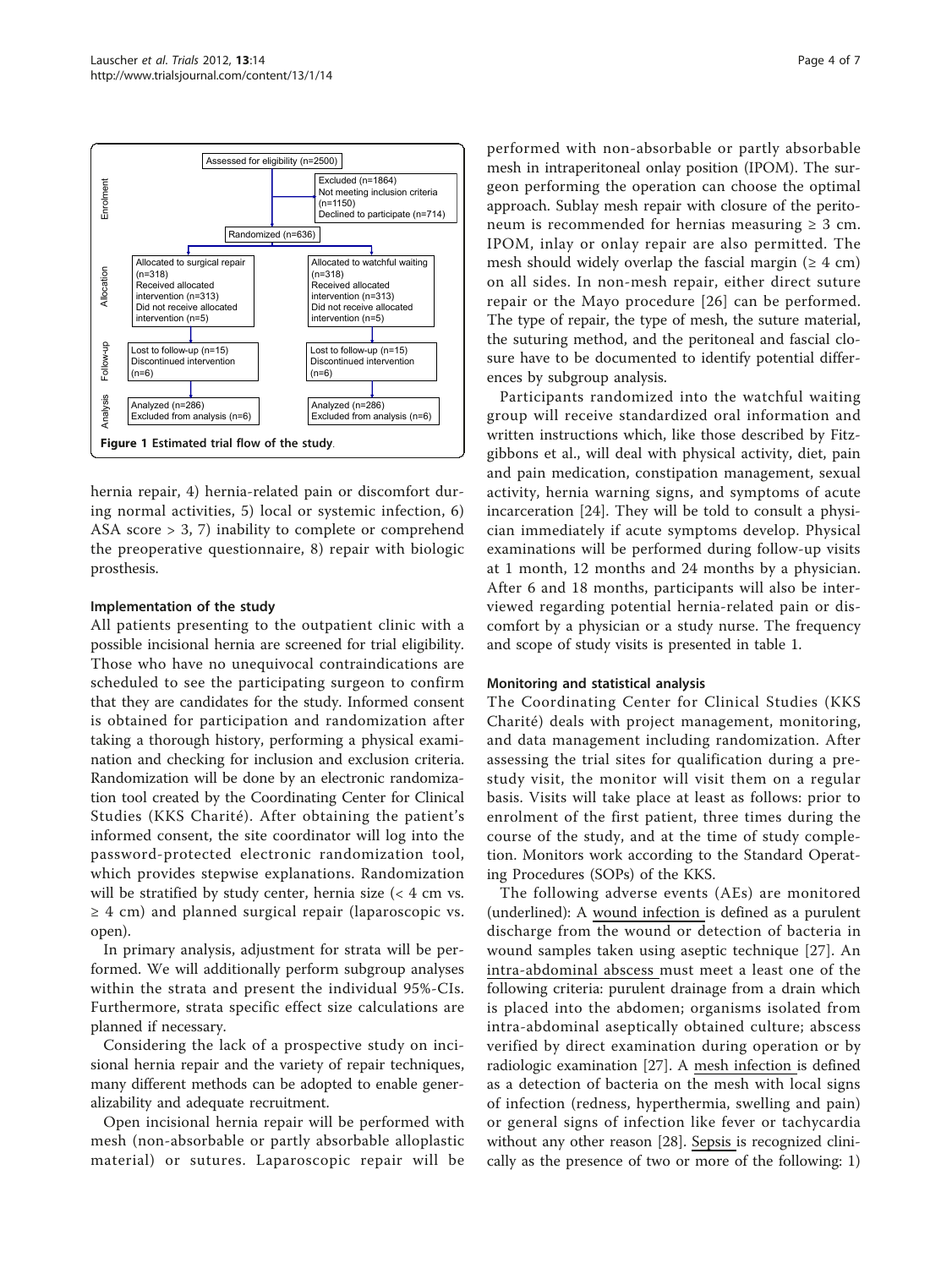Enrolment

Assessed for eligibility (n=2500)

Excluded (n=1864)
Not meeting inclusion criteria (n=1150)
Declined to participate (n=714)

Randomized (n=636)

Allocation

| Allocated to surgical repair | Allocated to watchful waiting |
| --- | --- |
| Allocated to surgical repair (n=318) Received allocated intervention (n=313) Did not receive allocated intervention (n=5) | Allocated to watchful waiting (n=318) Received allocated intervention (n=313) Did not receive allocated intervention (n=5) |

Follow-up

| Surgical repair | Watchful waiting |
| --- | --- |
| Lost to follow-up (n=15) Discontinued intervention (n=6) | Lost to follow-up (n=15) Discontinued intervention (n=6) |

Analysis

| Surgical repair | Watchful waiting |
| --- | --- |
| Analyzed (n=286) Excluded from analysis (n=6) | Analyzed (n=286) Excluded from analysis (n=6) |

**Figure 1 Estimated trial flow of the study.**

hernia repair, 4) hernia-related pain or discomfort during normal activities, 5) local or systemic infection, 6) ASA score > 3, 7) inability to complete or comprehend the preoperative questionnaire, 8) repair with biologic prosthesis.

### Implementation of the study

All patients presenting to the outpatient clinic with a possible incisional hernia are screened for trial eligibility. Those who have no unequivocal contraindications are scheduled to see the participating surgeon to confirm that they are candidates for the study. Informed consent is obtained for participation and randomization after taking a thorough history, performing a physical examination and checking for inclusion and exclusion criteria. Randomization will be done by an electronic randomization tool created by the Coordinating Center for Clinical Studies (KKS Charité). After obtaining the patient's informed consent, the site coordinator will log into the password-protected electronic randomization tool, which provides stepwise explanations. Randomization will be stratified by study center, hernia size (< 4 cm vs. ≥ 4 cm) and planned surgical repair (laparoscopic vs. open).

In primary analysis, adjustment for strata will be performed. We will additionally perform subgroup analyses within the strata and present the individual 95%-CIs. Furthermore, strata specific effect size calculations are planned if necessary.

Considering the lack of a prospective study on incisional hernia repair and the variety of repair techniques, many different methods can be adopted to enable generalizability and adequate recruitment.

Open incisional hernia repair will be performed with mesh (non-absorbable or partly absorbable alloplastic material) or sutures. Laparoscopic repair will be performed with non-absorbable or partly absorbable mesh in intraperitoneal onlay position (IPOM). The surgeon performing the operation can choose the optimal approach. Sublay mesh repair with closure of the peritoneum is recommended for hernias measuring ≥ 3 cm. IPOM, inlay or onlay repair are also permitted. The mesh should widely overlap the fascial margin (≥ 4 cm) on all sides. In non-mesh repair, either direct suture repair or the Mayo procedure [26] can be performed. The type of repair, the type of mesh, the suture material, the suturing method, and the peritoneal and fascial closure have to be documented to identify potential differences by subgroup analysis.

Participants randomized into the watchful waiting group will receive standardized oral information and written instructions which, like those described by Fitzgibbons et al., will deal with physical activity, diet, pain and pain medication, constipation management, sexual activity, hernia warning signs, and symptoms of acute incarceration [24]. They will be told to consult a physician immediately if acute symptoms develop. Physical examinations will be performed during follow-up visits at 1 month, 12 months and 24 months by a physician. After 6 and 18 months, participants will also be interviewed regarding potential hernia-related pain or discomfort by a physician or a study nurse. The frequency and scope of study visits is presented in table 1.

### Monitoring and statistical analysis

The Coordinating Center for Clinical Studies (KKS Charité) deals with project management, monitoring, and data management including randomization. After assessing the trial sites for qualification during a prestudy visit, the monitor will visit them on a regular basis. Visits will take place at least as follows: prior to enrolment of the first patient, three times during the course of the study, and at the time of study completion. Monitors work according to the Standard Operating Procedures (SOPs) of the KKS.

The following adverse events (AEs) are monitored (underlined): A wound infection is defined as a purulent discharge from the wound or detection of bacteria in wound samples taken using aseptic technique [27]. An intra-abdominal abscess must meet a least one of the following criteria: purulent drainage from a drain which is placed into the abdomen; organisms isolated from intra-abdominal aseptically obtained culture; abscess verified by direct examination during operation or by radiologic examination [27]. A mesh infection is defined as a detection of bacteria on the mesh with local signs of infection (redness, hyperthermia, swelling and pain) or general signs of infection like fever or tachycardia without any other reason [28]. Sepsis is recognized clinically as the presence of two or more of the following: 1)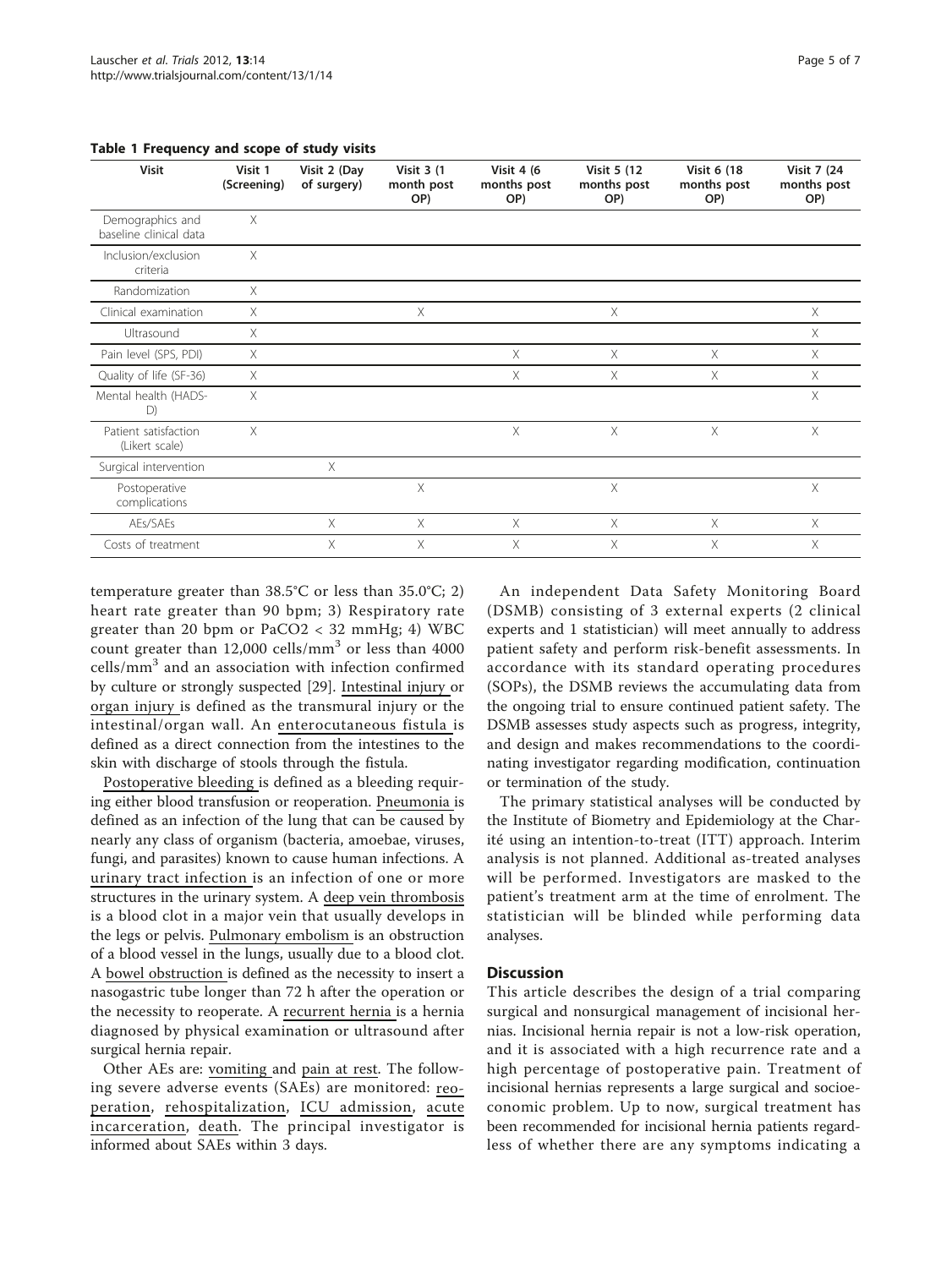**Table 1 Frequency and scope of study visits**

| Visit | Visit 1 (Screening) | Visit 2 (Day of surgery) | Visit 3 (1 month post OP) | Visit 4 (6 months post OP) | Visit 5 (12 months post OP) | Visit 6 (18 months post OP) | Visit 7 (24 months post OP) |
|---|---|---|---|---|---|---|---|
| Demographics and baseline clinical data | X | | | | | | |
| Inclusion/exclusion criteria | X | | | | | | |
| Randomization | X | | | | | | |
| Clinical examination | X | | X | | X | | X |
| Ultrasound | X | | | | | | X |
| Pain level (SPS, PDI) | X | | | X | X | X | X |
| Quality of life (SF-36) | X | | | X | X | X | X |
| Mental health (HADS-D) | X | | | | | | X |
| Patient satisfaction (Likert scale) | X | | | X | X | X | X |
| Surgical intervention | | X | | | | | |
| Postoperative complications | | | X | | X | | X |
| AEs/SAEs | | X | X | X | X | X | X |
| Costs of treatment | | X | X | X | X | X | X |

temperature greater than 38.5°C or less than 35.0°C; 2) heart rate greater than 90 bpm; 3) Respiratory rate greater than 20 bpm or PaCO2 < 32 mmHg; 4) WBC count greater than 12,000 cells/mm$^3$ or less than 4000 cells/mm$^3$ and an association with infection confirmed by culture or strongly suspected [29]. Intestinal injury or organ injury is defined as the transmural injury or the intestinal/organ wall. An enterocutaneous fistula is defined as a direct connection from the intestines to the skin with discharge of stools through the fistula.

Postoperative bleeding is defined as a bleeding requiring either blood transfusion or reoperation. Pneumonia is defined as an infection of the lung that can be caused by nearly any class of organism (bacteria, amoebae, viruses, fungi, and parasites) known to cause human infections. A urinary tract infection is an infection of one or more structures in the urinary system. A deep vein thrombosis is a blood clot in a major vein that usually develops in the legs or pelvis. Pulmonary embolism is an obstruction of a blood vessel in the lungs, usually due to a blood clot. A bowel obstruction is defined as the necessity to insert a nasogastric tube longer than 72 h after the operation or the necessity to reoperate. A recurrent hernia is a hernia diagnosed by physical examination or ultrasound after surgical hernia repair.

Other AEs are: vomiting and pain at rest. The following severe adverse events (SAEs) are monitored: reoperation, rehospitalization, ICU admission, acute incarceration, death. The principal investigator is informed about SAEs within 3 days.

An independent Data Safety Monitoring Board (DSMB) consisting of 3 external experts (2 clinical experts and 1 statistician) will meet annually to address patient safety and perform risk-benefit assessments. In accordance with its standard operating procedures (SOPs), the DSMB reviews the accumulating data from the ongoing trial to ensure continued patient safety. The DSMB assesses study aspects such as progress, integrity, and design and makes recommendations to the coordinating investigator regarding modification, continuation or termination of the study.

The primary statistical analyses will be conducted by the Institute of Biometry and Epidemiology at the Charité using an intention-to-treat (ITT) approach. Interim analysis is not planned. Additional as-treated analyses will be performed. Investigators are masked to the patient's treatment arm at the time of enrolment. The statistician will be blinded while performing data analyses.

## Discussion

This article describes the design of a trial comparing surgical and nonsurgical management of incisional hernias. Incisional hernia repair is not a low-risk operation, and it is associated with a high recurrence rate and a high percentage of postoperative pain. Treatment of incisional hernias represents a large surgical and socioeconomic problem. Up to now, surgical treatment has been recommended for incisional hernia patients regardless of whether there are any symptoms indicating a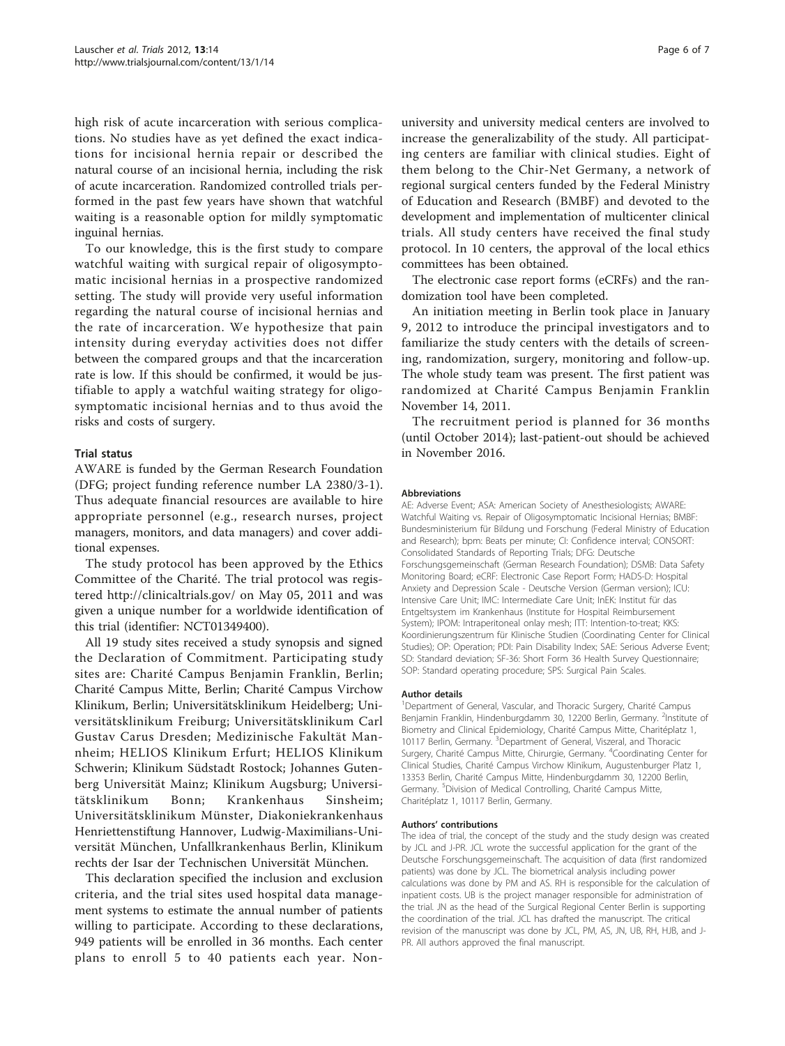high risk of acute incarceration with serious complications. No studies have as yet defined the exact indications for incisional hernia repair or described the natural course of an incisional hernia, including the risk of acute incarceration. Randomized controlled trials performed in the past few years have shown that watchful waiting is a reasonable option for mildly symptomatic inguinal hernias.

To our knowledge, this is the first study to compare watchful waiting with surgical repair of oligosymptomatic incisional hernias in a prospective randomized setting. The study will provide very useful information regarding the natural course of incisional hernias and the rate of incarceration. We hypothesize that pain intensity during everyday activities does not differ between the compared groups and that the incarceration rate is low. If this should be confirmed, it would be justifiable to apply a watchful waiting strategy for oligosymptomatic incisional hernias and to thus avoid the risks and costs of surgery.

## Trial status

AWARE is funded by the German Research Foundation (DFG; project funding reference number LA 2380/3-1). Thus adequate financial resources are available to hire appropriate personnel (e.g., research nurses, project managers, monitors, and data managers) and cover additional expenses.

The study protocol has been approved by the Ethics Committee of the Charité. The trial protocol was registered http://clinicaltrials.gov/ on May 05, 2011 and was given a unique number for a worldwide identification of this trial (identifier: NCT01349400).

All 19 study sites received a study synopsis and signed the Declaration of Commitment. Participating study sites are: Charité Campus Benjamin Franklin, Berlin; Charité Campus Mitte, Berlin; Charité Campus Virchow Klinikum, Berlin; Universitätsklinikum Heidelberg; Universitätsklinikum Freiburg; Universitätsklinikum Carl Gustav Carus Dresden; Medizinische Fakultät Mannheim; HELIOS Klinikum Erfurt; HELIOS Klinikum Schwerin; Klinikum Südstadt Rostock; Johannes Gutenberg Universität Mainz; Klinikum Augsburg; Universitätsklinikum Bonn; Krankenhaus Sinsheim; Universitätsklinikum Münster, Diakoniekrankenhaus Henriettenstiftung Hannover, Ludwig-Maximilians-Universität München, Unfallkrankenhaus Berlin, Klinikum rechts der Isar der Technischen Universität München.

This declaration specified the inclusion and exclusion criteria, and the trial sites used hospital data management systems to estimate the annual number of patients willing to participate. According to these declarations, 949 patients will be enrolled in 36 months. Each center plans to enroll 5 to 40 patients each year. Non-university and university medical centers are involved to increase the generalizability of the study. All participating centers are familiar with clinical studies. Eight of them belong to the Chir-Net Germany, a network of regional surgical centers funded by the Federal Ministry of Education and Research (BMBF) and devoted to the development and implementation of multicenter clinical trials. All study centers have received the final study protocol. In 10 centers, the approval of the local ethics committees has been obtained.

The electronic case report forms (eCRFs) and the randomization tool have been completed.

An initiation meeting in Berlin took place in January 9, 2012 to introduce the principal investigators and to familiarize the study centers with the details of screening, randomization, surgery, monitoring and follow-up. The whole study team was present. The first patient was randomized at Charité Campus Benjamin Franklin November 14, 2011.

The recruitment period is planned for 36 months (until October 2014); last-patient-out should be achieved in November 2016.

### Abbreviations

AE: Adverse Event; ASA: American Society of Anesthesiologists; AWARE: Watchful Waiting vs. Repair of Oligosymptomatic Incisional Hernias; BMBF: Bundesministerium für Bildung und Forschung (Federal Ministry of Education and Research); bpm: Beats per minute; CI: Confidence interval; CONSORT: Consolidated Standards of Reporting Trials; DFG: Deutsche Forschungsgemeinschaft (German Research Foundation); DSMB: Data Safety Monitoring Board; eCRF: Electronic Case Report Form; HADS-D: Hospital Anxiety and Depression Scale - Deutsche Version (German version); ICU: Intensive Care Unit; IMC: Intermediate Care Unit; InEK: Institut für das Entgeltsystem im Krankenhaus (Institute for Hospital Reimbursement System); IPOM: Intraperitoneal onlay mesh; ITT: Intention-to-treat; KKS: Koordinierungszentrum für Klinische Studien (Coordinating Center for Clinical Studies); OP: Operation; PDI: Pain Disability Index; SAE: Serious Adverse Event; SD: Standard deviation; SF-36: Short Form 36 Health Survey Questionnaire; SOP: Standard operating procedure; SPS: Surgical Pain Scales.

### Author details

[1]Department of General, Vascular, and Thoracic Surgery, Charité Campus Benjamin Franklin, Hindenburgdamm 30, 12200 Berlin, Germany. [2]Institute of Biometry and Clinical Epidemiology, Charité Campus Mitte, Charitéplatz 1, 10117 Berlin, Germany. [3]Department of General, Viszeral, and Thoracic Surgery, Charité Campus Mitte, Chirurgie, Germany. [4]Coordinating Center for Clinical Studies, Charité Campus Virchow Klinikum, Augustenburger Platz 1, 13353 Berlin, Charité Campus Mitte, Hindenburgdamm 30, 12200 Berlin, Germany. [5]Division of Medical Controlling, Charité Campus Mitte, Charitéplatz 1, 10117 Berlin, Germany.

### Authors' contributions

The idea of trial, the concept of the study and the study design was created by JCL and J-PR. JCL wrote the successful application for the grant of the Deutsche Forschungsgemeinschaft. The acquisition of data (first randomized patients) was done by JCL. The biometrical analysis including power calculations was done by PM and AS. RH is responsible for the calculation of inpatient costs. UB is the project manager responsible for administration of the trial. JN as the head of the Surgical Regional Center Berlin is supporting the coordination of the trial. JCL has drafted the manuscript. The critical revision of the manuscript was done by JCL, PM, AS, JN, UB, RH, HJB, and J-PR. All authors approved the final manuscript.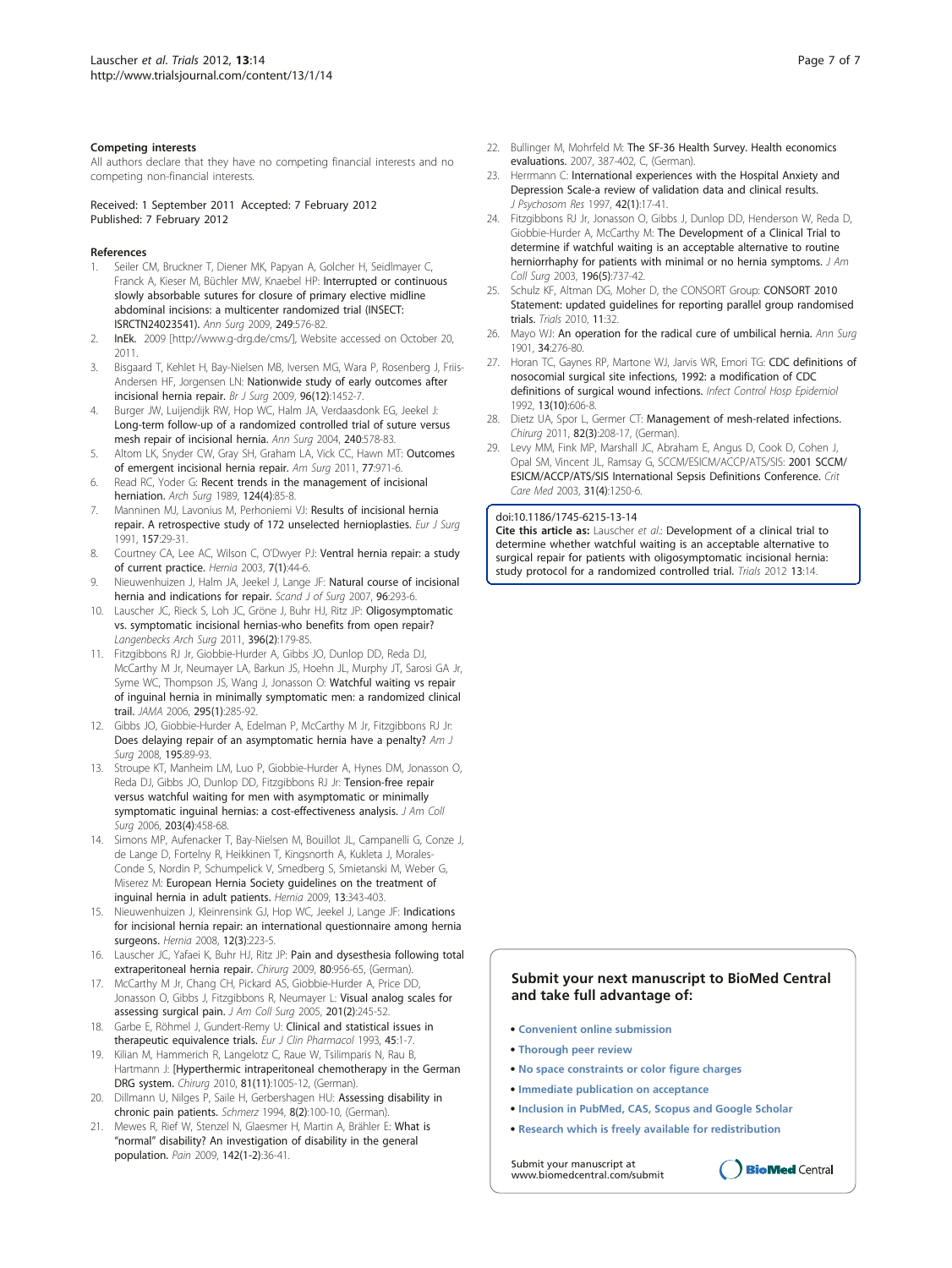### Competing interests

All authors declare that they have no competing financial interests and no competing non-financial interests.

Received: 1 September 2011 Accepted: 7 February 2012
Published: 7 February 2012

### References

1. Seiler CM, Bruckner T, Diener MK, Papyan A, Golcher H, Seidlmayer C, Franck A, Kieser M, Büchler MW, Knaebel HP: **Interrupted or continuous slowly absorbable sutures for closure of primary elective midline abdominal incisions: a multicenter randomized trial (INSECT: ISRCTN24023541).** *Ann Surg* 2009, **249**:576-82.
2. InEk. 2009 [http://www.g-drg.de/cms/], Website accessed on October 20, 2011.
3. Bisgaard T, Kehlet H, Bay-Nielsen MB, Iversen MG, Wara P, Rosenberg J, Friis-Andersen HF, Jorgensen LN: **Nationwide study of early outcomes after incisional hernia repair.** *Br J Surg* 2009, **96(12)**:1452-7.
4. Burger JW, Luijendijk RW, Hop WC, Halm JA, Verdaasdonk EG, Jeekel J: **Long-term follow-up of a randomized controlled trial of suture versus mesh repair of incisional hernia.** *Ann Surg* 2004, **240**:578-83.
5. Altom LK, Snyder CW, Gray SH, Graham LA, Vick CC, Hawn MT: **Outcomes of emergent incisional hernia repair.** *Am Surg* 2011, **77**:971-6.
6. Read RC, Yoder G: **Recent trends in the management of incisional herniation.** *Arch Surg* 1989, **124(4)**:85-8.
7. Manninen MJ, Lavonius M, Perhoniemi VJ: **Results of incisional hernia repair. A retrospective study of 172 unselected hernioplasties.** *Eur J Surg* 1991, **157**:29-31.
8. Courtney CA, Lee AC, Wilson C, O'Dwyer PJ: **Ventral hernia repair: a study of current practice.** *Hernia* 2003, **7(1)**:44-6.
9. Nieuwenhuizen J, Halm JA, Jeekel J, Lange JF: **Natural course of incisional hernia and indications for repair.** *Scand J of Surg* 2007, **96**:293-6.
10. Lauscher JC, Rieck S, Loh JC, Gröne J, Buhr HJ, Ritz JP: **Oligosymptomatic vs. symptomatic incisional hernias-who benefits from open repair?** *Langenbecks Arch Surg* 2011, **396(2)**:179-85.
11. Fitzgibbons RJ Jr, Giobbie-Hurder A, Gibbs JO, Dunlop DD, Reda DJ, McCarthy M Jr, Neumayer LA, Barkun JS, Hoehn JL, Murphy JT, Sarosi GA Jr, Syme WC, Thompson JS, Wang J, Jonasson O: **Watchful waiting vs repair of inguinal hernia in minimally symptomatic men: a randomized clinical trail.** *JAMA* 2006, **295(1)**:285-92.
12. Gibbs JO, Giobbie-Hurder A, Edelman P, McCarthy M Jr, Fitzgibbons RJ Jr: **Does delaying repair of an asymptomatic hernia have a penalty?** *Am J Surg* 2008, **195**:89-93.
13. Stroupe KT, Manheim LM, Luo P, Giobbie-Hurder A, Hynes DM, Jonasson O, Reda DJ, Gibbs JO, Dunlop DD, Fitzgibbons RJ Jr: **Tension-free repair versus watchful waiting for men with asymptomatic or minimally symptomatic inguinal hernias: a cost-effectiveness analysis.** *J Am Coll Surg* 2006, **203(4)**:458-68.
14. Simons MP, Aufenacker T, Bay-Nielsen M, Bouillot JL, Campanelli G, Conze J, de Lange D, Fortelny R, Heikkinen T, Kingsnorth A, Kukleta J, Morales-Conde S, Nordin P, Schumpelick V, Smedberg S, Smietanski M, Weber G, Miserez M: **European Hernia Society guidelines on the treatment of inguinal hernia in adult patients.** *Hernia* 2009, **13**:343-403.
15. Nieuwenhuizen J, Kleinrensink GJ, Hop WC, Jeekel J, Lange JF: **Indications for incisional hernia repair: an international questionnaire among hernia surgeons.** *Hernia* 2008, **12(3)**:223-5.
16. Lauscher JC, Yafaei K, Buhr HJ, Ritz JP: **Pain and dysesthesia following total extraperitoneal hernia repair.** *Chirurg* 2009, **80**:956-65, (German).
17. McCarthy M Jr, Chang CH, Pickard AS, Giobbie-Hurder A, Price DD, Jonasson O, Gibbs J, Fitzgibbons R, Neumayer L: **Visual analog scales for assessing surgical pain.** *J Am Coll Surg* 2005, **201(2)**:245-52.
18. Garbe E, Röhmel J, Gundert-Remy U: **Clinical and statistical issues in therapeutic equivalence trials.** *Eur J Clin Pharmacol* 1993, **45**:1-7.
19. Kilian M, Hammerich R, Langelotz C, Raue W, Tsilimparis N, Rau B, Hartmann J: **[Hyperthermic intraperitoneal chemotherapy in the German DRG system.** *Chirurg* 2010, **81(11)**:1005-12, (German).
20. Dillmann U, Nilges P, Saile H, Gerbershagen HU: **Assessing disability in chronic pain patients.** *Schmerz* 1994, **8(2)**:100-10, (German).
21. Mewes R, Rief W, Stenzel N, Glaesmer H, Martin A, Brähler E: **What is "normal" disability? An investigation of disability in the general population.** *Pain* 2009, **142(1-2)**:36-41.
22. Bullinger M, Mohrfeld M: **The SF-36 Health Survey. Health economics evaluations.** 2007, 387-402, C, (German).
23. Herrmann C: **International experiences with the Hospital Anxiety and Depression Scale-a review of validation data and clinical results.** *J Psychosom Res* 1997, **42(1)**:17-41.
24. Fitzgibbons RJ Jr, Jonasson O, Gibbs J, Dunlop DD, Henderson W, Reda D, Giobbie-Hurder A, McCarthy M: **The Development of a Clinical Trial to determine if watchful waiting is an acceptable alternative to routine herniorrhaphy for patients with minimal or no hernia symptoms.** *J Am Coll Surg* 2003, **196(5)**:737-42.
25. Schulz KF, Altman DG, Moher D, the CONSORT Group: **CONSORT 2010 Statement: updated guidelines for reporting parallel group randomised trials.** *Trials* 2010, **11**:32.
26. Mayo WJ: **An operation for the radical cure of umbilical hernia.** *Ann Surg* 1901, **34**:276-80.
27. Horan TC, Gaynes RP, Martone WJ, Jarvis WR, Emori TG: **CDC definitions of nosocomial surgical site infections, 1992: a modification of CDC definitions of surgical wound infections.** *Infect Control Hosp Epidemiol* 1992, **13(10)**:606-8.
28. Dietz UA, Spor L, Germer CT: **Management of mesh-related infections.** *Chirurg* 2011, **82(3)**:208-17, (German).
29. Levy MM, Fink MP, Marshall JC, Abraham E, Angus D, Cook D, Cohen J, Opal SM, Vincent JL, Ramsay G, SCCM/ESICM/ACCP/ATS/SIS: **2001 SCCM/ESICM/ACCP/ATS/SIS International Sepsis Definitions Conference.** *Crit Care Med* 2003, **31(4)**:1250-6.

doi:10.1186/1745-6215-13-14
**Cite this article as:** Lauscher *et al.*: Development of a clinical trial to determine whether watchful waiting is an acceptable alternative to surgical repair for patients with oligosymptomatic incisional hernia: study protocol for a randomized controlled trial. *Trials* 2012 **13**:14.

**Submit your next manuscript to BioMed Central and take full advantage of:**

- Convenient online submission
- Thorough peer review
- No space constraints or color figure charges
- Immediate publication on acceptance
- Inclusion in PubMed, CAS, Scopus and Google Scholar
- Research which is freely available for redistribution

Submit your manuscript at
www.biomedcentral.com/submit

BioMed Central